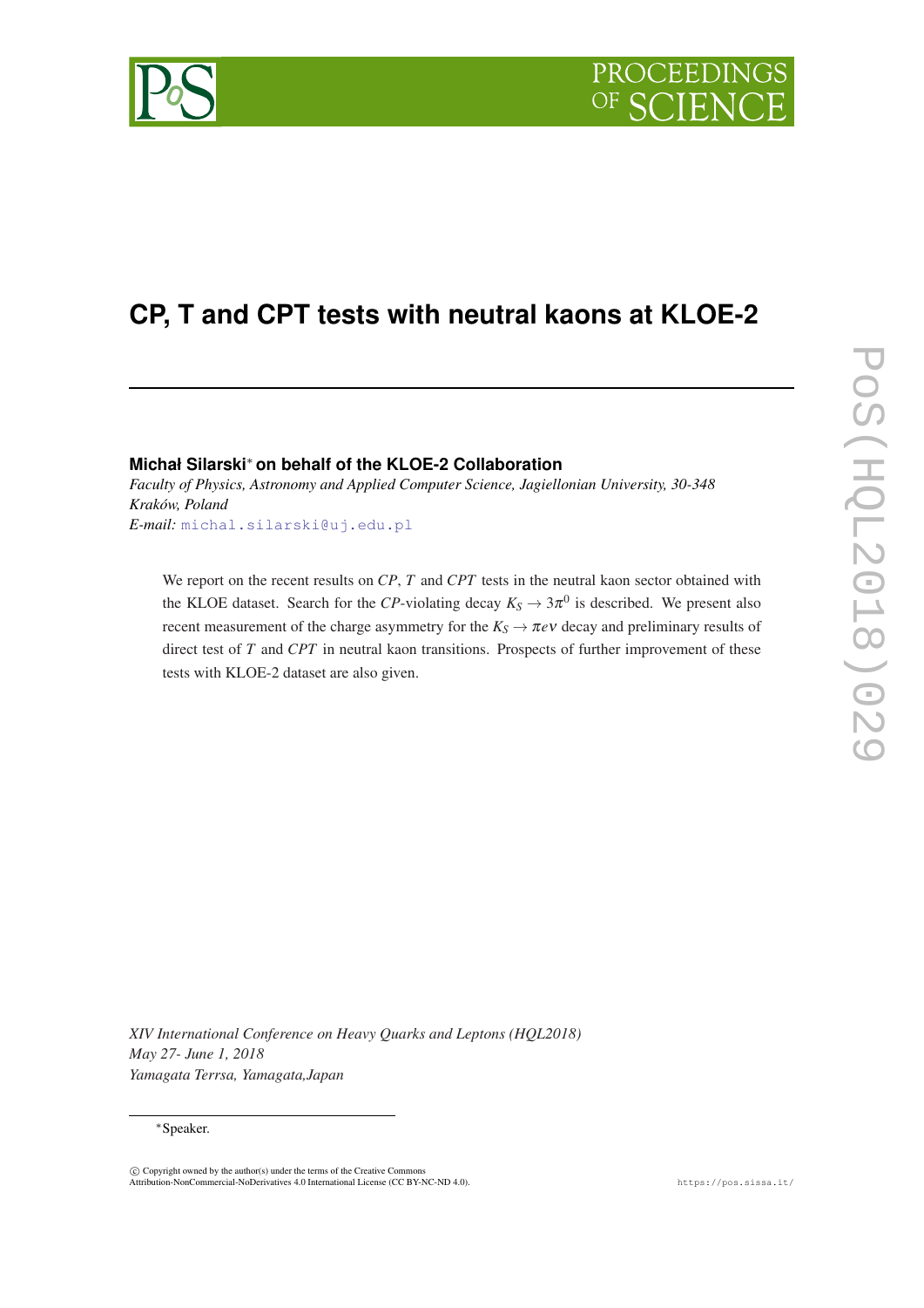# CP, T and CPT tests with neutral kaons at KLOE-2

**Michał Silarski*** **on behalf of the KLOE-2 Collaboration**

*Faculty of Physics, Astronomy and Applied Computer Science, Jagiellonian University, 30-348 Kraków, Poland*

*E-mail:* michal.silarski@uj.edu.pl

We report on the recent results on $CP$, $T$ and $CPT$ tests in the neutral kaon sector obtained with the KLOE dataset. Search for the $CP$-violating decay $K_S \to 3\pi^0$ is described. We present also recent measurement of the charge asymmetry for the $K_S \to \pi e \nu$ decay and preliminary results of direct test of $T$ and $CPT$ in neutral kaon transitions. Prospects of further improvement of these tests with KLOE-2 dataset are also given.

*XIV International Conference on Heavy Quarks and Leptons (HQL2018)*
*May 27- June 1, 2018*
*Yamagata Terrsa, Yamagata,Japan*

*Speaker.

© Copyright owned by the author(s) under the terms of the Creative Commons Attribution-NonCommercial-NoDerivatives 4.0 International License (CC BY-NC-ND 4.0).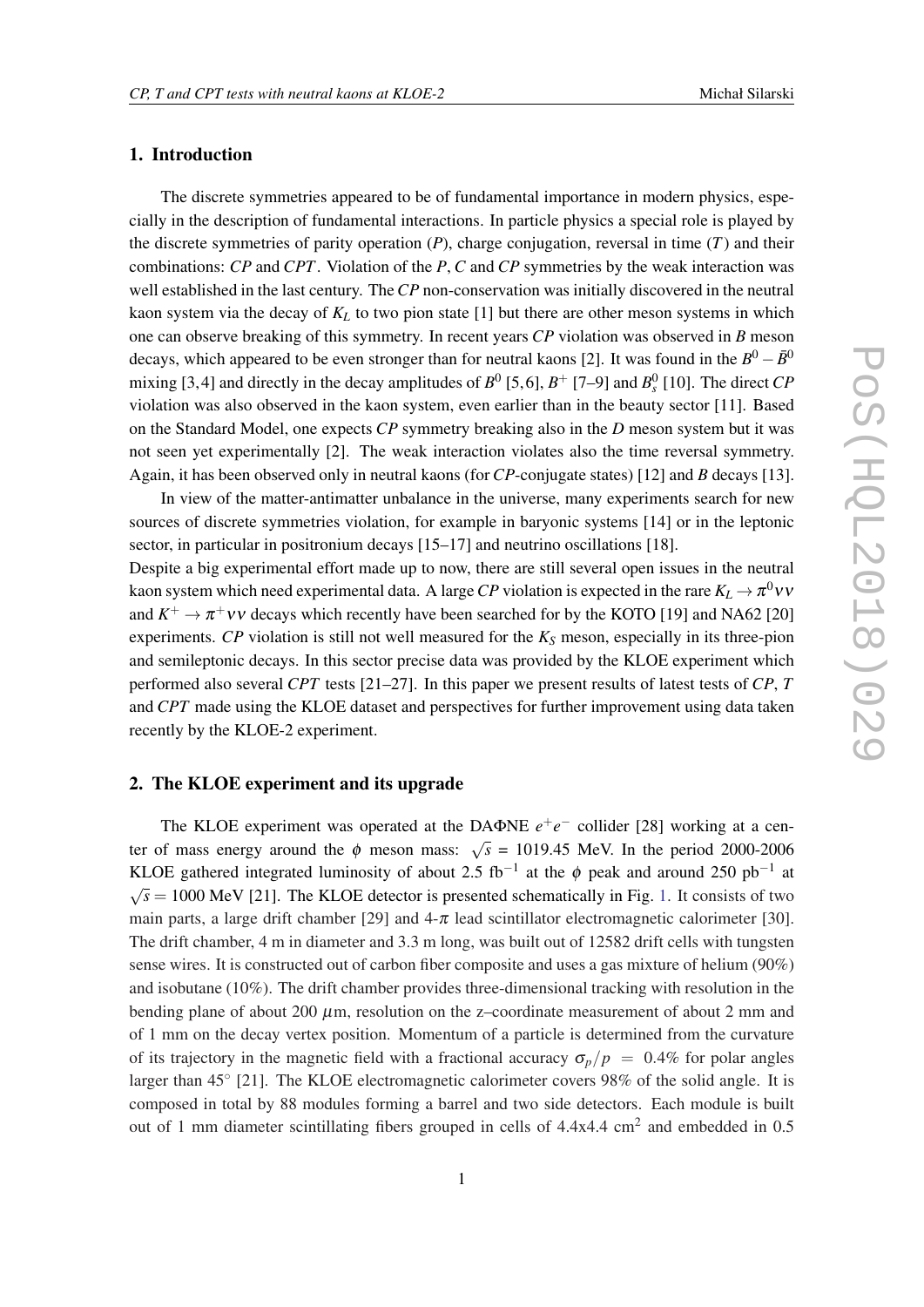## 1. Introduction

The discrete symmetries appeared to be of fundamental importance in modern physics, especially in the description of fundamental interactions. In particle physics a special role is played by the discrete symmetries of parity operation ($P$), charge conjugation, reversal in time ($T$) and their combinations: $CP$ and $CPT$. Violation of the $P$, $C$ and $CP$ symmetries by the weak interaction was well established in the last century. The $CP$ non-conservation was initially discovered in the neutral kaon system via the decay of $K_L$ to two pion state [1] but there are other meson systems in which one can observe breaking of this symmetry. In recent years $CP$ violation was observed in $B$ meson decays, which appeared to be even stronger than for neutral kaons [2]. It was found in the $B^0 - \bar{B}^0$ mixing [3,4] and directly in the decay amplitudes of $B^0$ [5,6], $B^+$ [7–9] and $B_s^0$ [10]. The direct $CP$ violation was also observed in the kaon system, even earlier than in the beauty sector [11]. Based on the Standard Model, one expects $CP$ symmetry breaking also in the $D$ meson system but it was not seen yet experimentally [2]. The weak interaction violates also the time reversal symmetry. Again, it has been observed only in neutral kaons (for $CP$-conjugate states) [12] and $B$ decays [13].

In view of the matter-antimatter unbalance in the universe, many experiments search for new sources of discrete symmetries violation, for example in baryonic systems [14] or in the leptonic sector, in particular in positronium decays [15–17] and neutrino oscillations [18].
Despite a big experimental effort made up to now, there are still several open issues in the neutral kaon system which need experimental data. A large $CP$ violation is expected in the rare $K_L \to \pi^0 \nu\nu$ and $K^+ \to \pi^+ \nu\nu$ decays which recently have been searched for by the KOTO [19] and NA62 [20] experiments. $CP$ violation is still not well measured for the $K_S$ meson, especially in its three-pion and semileptonic decays. In this sector precise data was provided by the KLOE experiment which performed also several $CPT$ tests [21–27]. In this paper we present results of latest tests of $CP$, $T$ and $CPT$ made using the KLOE dataset and perspectives for further improvement using data taken recently by the KLOE-2 experiment.

## 2. The KLOE experiment and its upgrade

The KLOE experiment was operated at the DAΦNE $e^+e^-$ collider [28] working at a center of mass energy around the $\phi$ meson mass: $\sqrt{s}$ = 1019.45 MeV. In the period 2000-2006 KLOE gathered integrated luminosity of about 2.5 fb$^{-1}$ at the $\phi$ peak and around 250 pb$^{-1}$ at $\sqrt{s} = 1000$ MeV [21]. The KLOE detector is presented schematically in Fig. 1. It consists of two main parts, a large drift chamber [29] and 4-$\pi$ lead scintillator electromagnetic calorimeter [30]. The drift chamber, 4 m in diameter and 3.3 m long, was built out of 12582 drift cells with tungsten sense wires. It is constructed out of carbon fiber composite and uses a gas mixture of helium (90%) and isobutane (10%). The drift chamber provides three-dimensional tracking with resolution in the bending plane of about 200 $\mu$m, resolution on the z–coordinate measurement of about 2 mm and of 1 mm on the decay vertex position. Momentum of a particle is determined from the curvature of its trajectory in the magnetic field with a fractional accuracy $\sigma_p/p = 0.4\%$ for polar angles larger than 45° [21]. The KLOE electromagnetic calorimeter covers 98% of the solid angle. It is composed in total by 88 modules forming a barrel and two side detectors. Each module is built out of 1 mm diameter scintillating fibers grouped in cells of 4.4x4.4 cm$^2$ and embedded in 0.5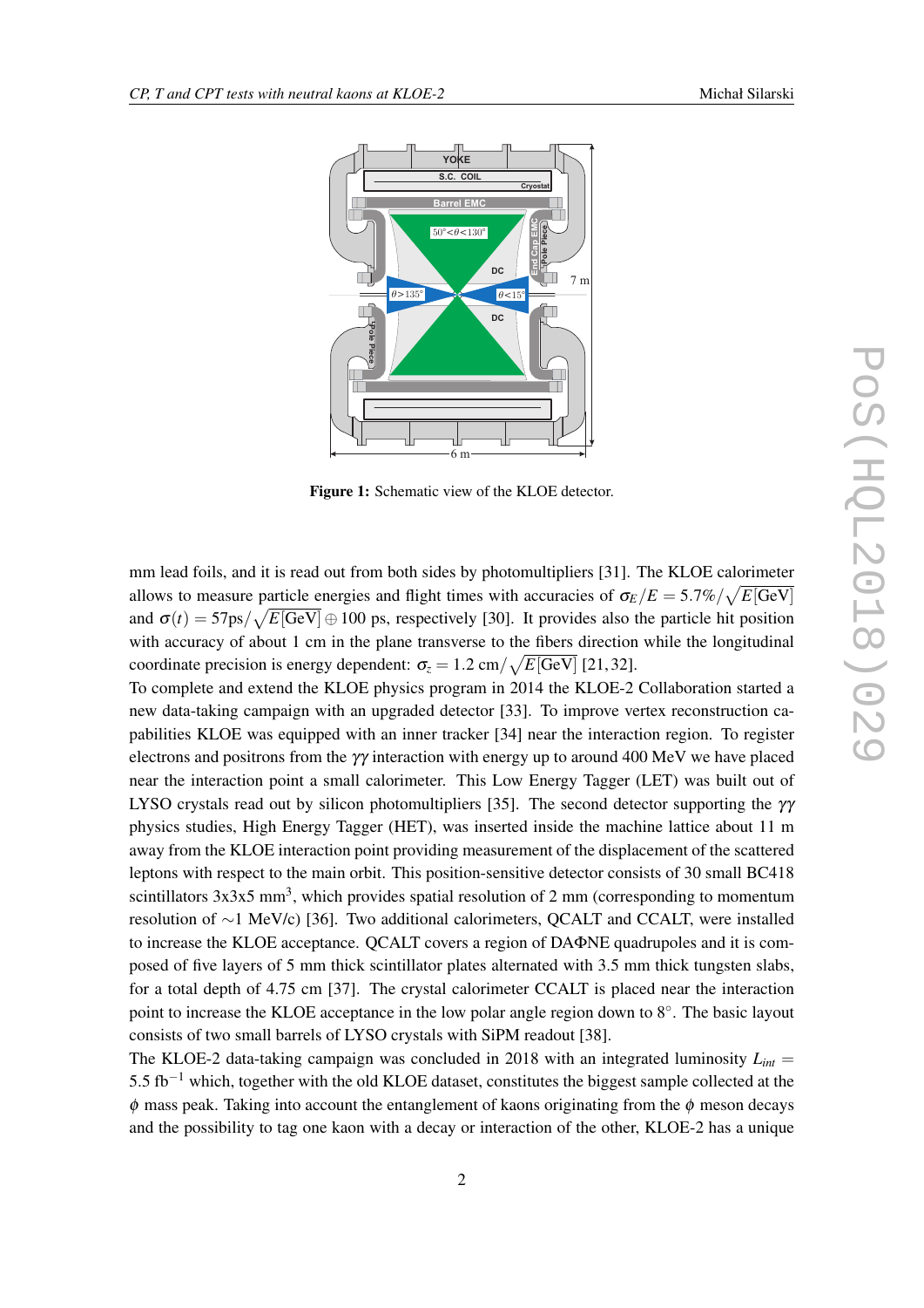Figure 1: Schematic view of the KLOE detector.

mm lead foils, and it is read out from both sides by photomultipliers [31]. The KLOE calorimeter allows to measure particle energies and flight times with accuracies of $\sigma_E/E = 5.7\%/\sqrt{E[\text{GeV}]}$ and $\sigma(t) = 57\text{ps}/\sqrt{E[\text{GeV}]} \oplus 100$ ps, respectively [30]. It provides also the particle hit position with accuracy of about 1 cm in the plane transverse to the fibers direction while the longitudinal coordinate precision is energy dependent: $\sigma_z = 1.2\text{ cm}/\sqrt{E[\text{GeV}]}$ [21,32].

To complete and extend the KLOE physics program in 2014 the KLOE-2 Collaboration started a new data-taking campaign with an upgraded detector [33]. To improve vertex reconstruction capabilities KLOE was equipped with an inner tracker [34] near the interaction region. To register electrons and positrons from the $\gamma\gamma$ interaction with energy up to around 400 MeV we have placed near the interaction point a small calorimeter. This Low Energy Tagger (LET) was built out of LYSO crystals read out by silicon photomultipliers [35]. The second detector supporting the $\gamma\gamma$ physics studies, High Energy Tagger (HET), was inserted inside the machine lattice about 11 m away from the KLOE interaction point providing measurement of the displacement of the scattered leptons with respect to the main orbit. This position-sensitive detector consists of 30 small BC418 scintillators 3x3x5 mm$^3$, which provides spatial resolution of 2 mm (corresponding to momentum resolution of $\sim$1 MeV/c) [36]. Two additional calorimeters, QCALT and CCALT, were installed to increase the KLOE acceptance. QCALT covers a region of DA$\Phi$NE quadrupoles and it is composed of five layers of 5 mm thick scintillator plates alternated with 3.5 mm thick tungsten slabs, for a total depth of 4.75 cm [37]. The crystal calorimeter CCALT is placed near the interaction point to increase the KLOE acceptance in the low polar angle region down to 8°. The basic layout consists of two small barrels of LYSO crystals with SiPM readout [38].

The KLOE-2 data-taking campaign was concluded in 2018 with an integrated luminosity $L_{int} =$ 5.5 fb$^{-1}$ which, together with the old KLOE dataset, constitutes the biggest sample collected at the $\phi$ mass peak. Taking into account the entanglement of kaons originating from the $\phi$ meson decays and the possibility to tag one kaon with a decay or interaction of the other, KLOE-2 has a unique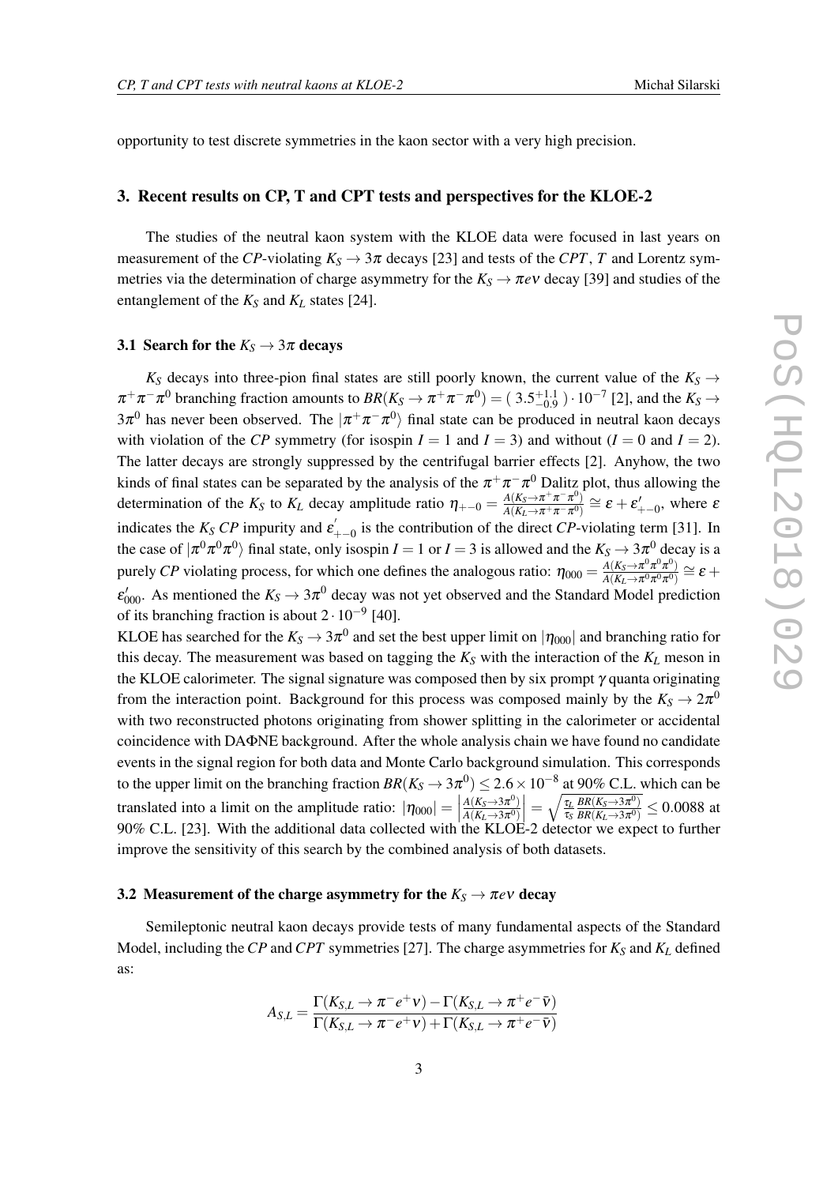opportunity to test discrete symmetries in the kaon sector with a very high precision.

## 3. Recent results on CP, T and CPT tests and perspectives for the KLOE-2

The studies of the neutral kaon system with the KLOE data were focused in last years on measurement of the *CP*-violating $K_S \to 3\pi$ decays [23] and tests of the *CPT*, *T* and Lorentz symmetries via the determination of charge asymmetry for the $K_S \to \pi e \nu$ decay [39] and studies of the entanglement of the $K_S$ and $K_L$ states [24].

### 3.1 Search for the $K_S \to 3\pi$ decays

$K_S$ decays into three-pion final states are still poorly known, the current value of the $K_S \to \pi^+\pi^-\pi^0$ branching fraction amounts to $BR(K_S \to \pi^+\pi^-\pi^0) = (\,3.5^{+1.1}_{-0.9}\,) \cdot 10^{-7}$ [2], and the $K_S \to 3\pi^0$ has never been observed. The $|\pi^+\pi^-\pi^0\rangle$ final state can be produced in neutral kaon decays with violation of the *CP* symmetry (for isospin $I = 1$ and $I = 3$) and without ($I = 0$ and $I = 2$). The latter decays are strongly suppressed by the centrifugal barrier effects [2]. Anyhow, the two kinds of final states can be separated by the analysis of the $\pi^+\pi^-\pi^0$ Dalitz plot, thus allowing the determination of the $K_S$ to $K_L$ decay amplitude ratio $\eta_{+-0} = \frac{A(K_S \to \pi^+\pi^-\pi^0)}{A(K_L \to \pi^+\pi^-\pi^0)} \cong \varepsilon + \varepsilon'_{+-0}$, where $\varepsilon$ indicates the $K_S$ *CP* impurity and $\varepsilon'_{+-0}$ is the contribution of the direct *CP*-violating term [31]. In the case of $|\pi^0\pi^0\pi^0\rangle$ final state, only isospin $I = 1$ or $I = 3$ is allowed and the $K_S \to 3\pi^0$ decay is a purely *CP* violating process, for which one defines the analogous ratio: $\eta_{000} = \frac{A(K_S \to \pi^0\pi^0\pi^0)}{A(K_L \to \pi^0\pi^0\pi^0)} \cong \varepsilon + \varepsilon'_{000}$. As mentioned the $K_S \to 3\pi^0$ decay was not yet observed and the Standard Model prediction of its branching fraction is about $2 \cdot 10^{-9}$ [40].

KLOE has searched for the $K_S \to 3\pi^0$ and set the best upper limit on $|\eta_{000}|$ and branching ratio for this decay. The measurement was based on tagging the $K_S$ with the interaction of the $K_L$ meson in the KLOE calorimeter. The signal signature was composed then by six prompt $\gamma$ quanta originating from the interaction point. Background for this process was composed mainly by the $K_S \to 2\pi^0$ with two reconstructed photons originating from shower splitting in the calorimeter or accidental coincidence with DAΦNE background. After the whole analysis chain we have found no candidate events in the signal region for both data and Monte Carlo background simulation. This corresponds to the upper limit on the branching fraction $BR(K_S \to 3\pi^0) \leq 2.6 \times 10^{-8}$ at 90% C.L. which can be translated into a limit on the amplitude ratio: $|\eta_{000}| = \left|\frac{A(K_S \to 3\pi^0)}{A(K_L \to 3\pi^0)}\right| = \sqrt{\frac{\tau_L}{\tau_S}\frac{BR(K_S \to 3\pi^0)}{BR(K_L \to 3\pi^0)}} \leq 0.0088$ at 90% C.L. [23]. With the additional data collected with the KLOE-2 detector we expect to further improve the sensitivity of this search by the combined analysis of both datasets.

### 3.2 Measurement of the charge asymmetry for the $K_S \to \pi e \nu$ decay

Semileptonic neutral kaon decays provide tests of many fundamental aspects of the Standard Model, including the *CP* and *CPT* symmetries [27]. The charge asymmetries for $K_S$ and $K_L$ defined as:

$$A_{S,L} = \frac{\Gamma(K_{S,L} \to \pi^- e^+ \nu) - \Gamma(K_{S,L} \to \pi^+ e^- \bar{\nu})}{\Gamma(K_{S,L} \to \pi^- e^+ \nu) + \Gamma(K_{S,L} \to \pi^+ e^- \bar{\nu})}$$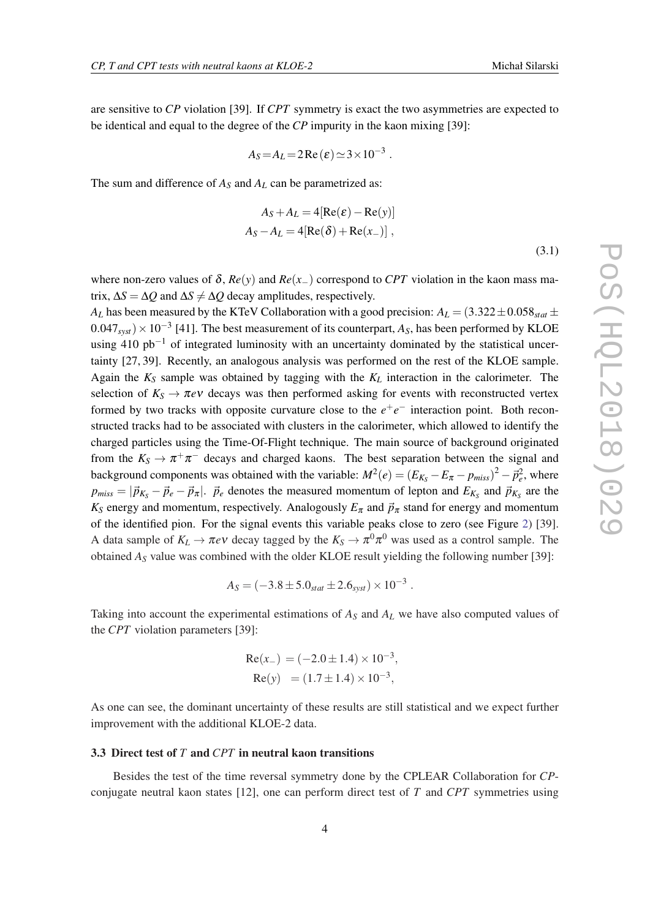are sensitive to $CP$ violation [39]. If $CPT$ symmetry is exact the two asymmetries are expected to be identical and equal to the degree of the $CP$ impurity in the kaon mixing [39]:

$$A_S = A_L = 2\,\mathrm{Re}\,(\varepsilon) \simeq 3 \times 10^{-3} \ .$$

The sum and difference of $A_S$ and $A_L$ can be parametrized as:

$$\begin{aligned} A_S + A_L &= 4[\mathrm{Re}(\varepsilon) - \mathrm{Re}(y)] \\ A_S - A_L &= 4[\mathrm{Re}(\delta) + \mathrm{Re}(x_-)] \ , \end{aligned} \tag{3.1}$$

where non-zero values of $\delta$, $Re(y)$ and $Re(x_-)$ correspond to $CPT$ violation in the kaon mass matrix, $\Delta S = \Delta Q$ and $\Delta S \neq \Delta Q$ decay amplitudes, respectively.

$A_L$ has been measured by the KTeV Collaboration with a good precision: $A_L = (3.322 \pm 0.058_{stat} \pm 0.047_{syst}) \times 10^{-3}$ [41]. The best measurement of its counterpart, $A_S$, has been performed by KLOE using 410 pb$^{-1}$ of integrated luminosity with an uncertainty dominated by the statistical uncertainty [27, 39]. Recently, an analogous analysis was performed on the rest of the KLOE sample. Again the $K_S$ sample was obtained by tagging with the $K_L$ interaction in the calorimeter. The selection of $K_S \to \pi e \nu$ decays was then performed asking for events with reconstructed vertex formed by two tracks with opposite curvature close to the $e^+e^-$ interaction point. Both reconstructed tracks had to be associated with clusters in the calorimeter, which allowed to identify the charged particles using the Time-Of-Flight technique. The main source of background originated from the $K_S \to \pi^+\pi^-$ decays and charged kaons. The best separation between the signal and background components was obtained with the variable: $M^2(e) = (E_{K_S} - E_\pi - p_{miss})^2 - \vec{p}_e^{\,2}$, where $p_{miss} = |\vec{p}_{K_S} - \vec{p}_e - \vec{p}_\pi|$. $\vec{p}_e$ denotes the measured momentum of lepton and $E_{K_S}$ and $\vec{p}_{K_S}$ are the $K_S$ energy and momentum, respectively. Analogously $E_\pi$ and $\vec{p}_\pi$ stand for energy and momentum of the identified pion. For the signal events this variable peaks close to zero (see Figure 2) [39]. A data sample of $K_L \to \pi e \nu$ decay tagged by the $K_S \to \pi^0\pi^0$ was used as a control sample. The obtained $A_S$ value was combined with the older KLOE result yielding the following number [39]:

$$A_S = (-3.8 \pm 5.0_{stat} \pm 2.6_{syst}) \times 10^{-3} \ .$$

Taking into account the experimental estimations of $A_S$ and $A_L$ we have also computed values of the $CPT$ violation parameters [39]:

$$\begin{aligned} \mathrm{Re}(x_-) &= (-2.0 \pm 1.4) \times 10^{-3}, \\ \mathrm{Re}(y) &= (1.7 \pm 1.4) \times 10^{-3}, \end{aligned}$$

As one can see, the dominant uncertainty of these results are still statistical and we expect further improvement with the additional KLOE-2 data.

### 3.3 Direct test of $T$ and $CPT$ in neutral kaon transitions

Besides the test of the time reversal symmetry done by the CPLEAR Collaboration for $CP$-conjugate neutral kaon states [12], one can perform direct test of $T$ and $CPT$ symmetries using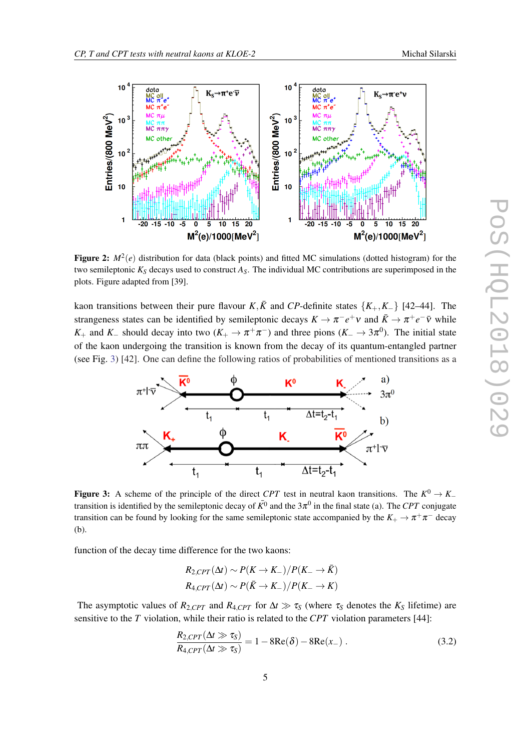**Figure 2:** $M^2(e)$ distribution for data (black points) and fitted MC simulations (dotted histogram) for the two semileptonic $K_S$ decays used to construct $A_S$. The individual MC contributions are superimposed in the plots. Figure adapted from [39].

kaon transitions between their pure flavour $K, \bar{K}$ and *CP*-definite states $\{K_+, K_-\}$ [42–44]. The strangeness states can be identified by semileptonic decays $K \to \pi^- e^+ \nu$ and $\bar{K} \to \pi^+ e^- \bar{\nu}$ while $K_+$ and $K_-$ should decay into two ($K_+ \to \pi^+\pi^-$) and three pions ($K_- \to 3\pi^0$). The initial state of the kaon undergoing the transition is known from the decay of its quantum-entangled partner (see Fig. 3) [42]. One can define the following ratios of probabilities of mentioned transitions as a

**Figure 3:** A scheme of the principle of the direct *CPT* test in neutral kaon transitions. The $K^0 \to K_-$ transition is identified by the semileptonic decay of $\bar{K^0}$ and the $3\pi^0$ in the final state (a). The *CPT* conjugate transition can be found by looking for the same semileptonic state accompanied by the $K_+ \to \pi^+\pi^-$ decay (b).

function of the decay time difference for the two kaons:

$$R_{2,CPT}(\Delta t) \sim P(K \to K_-)/P(K_- \to \bar{K})$$
$$R_{4,CPT}(\Delta t) \sim P(\bar{K} \to K_-)/P(K_- \to K)$$

The asymptotic values of $R_{2,CPT}$ and $R_{4,CPT}$ for $\Delta t \gg \tau_S$ (where $\tau_S$ denotes the $K_S$ lifetime) are sensitive to the $T$ violation, while their ratio is related to the *CPT* violation parameters [44]:

$$\frac{R_{2,CPT}(\Delta t \gg \tau_S)}{R_{4,CPT}(\Delta t \gg \tau_S)} = 1 - 8\text{Re}(\delta) - 8\text{Re}(x_-) \,. \tag{3.2}$$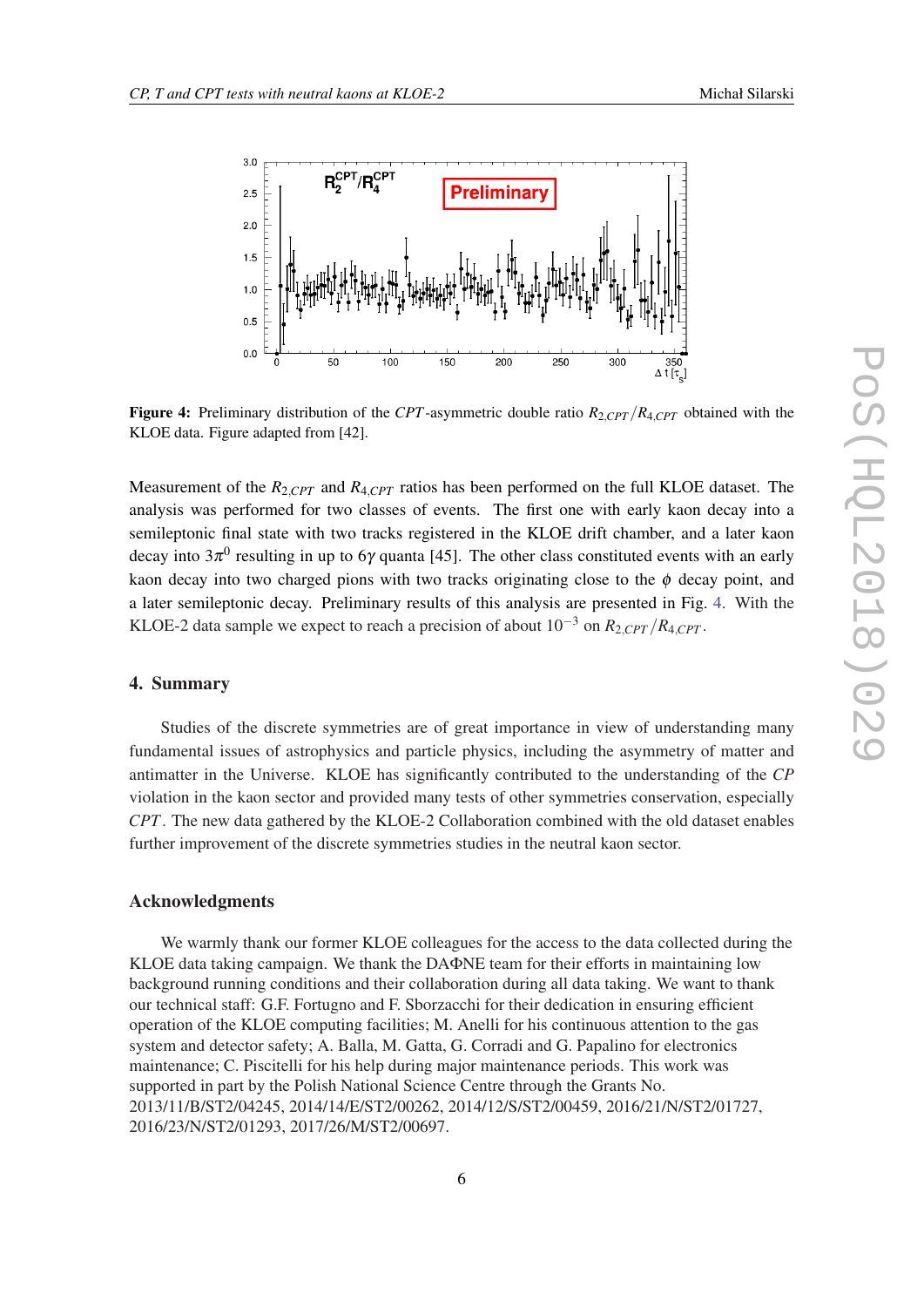**Figure 4:** Preliminary distribution of the $CPT$-asymmetric double ratio $R_{2,CPT}/R_{4,CPT}$ obtained with the KLOE data. Figure adapted from [42].

Measurement of the $R_{2,CPT}$ and $R_{4,CPT}$ ratios has been performed on the full KLOE dataset. The analysis was performed for two classes of events. The first one with early kaon decay into a semileptonic final state with two tracks registered in the KLOE drift chamber, and a later kaon decay into $3\pi^0$ resulting in up to $6\gamma$ quanta [45]. The other class constituted events with an early kaon decay into two charged pions with two tracks originating close to the $\phi$ decay point, and a later semileptonic decay. Preliminary results of this analysis are presented in Fig. 4. With the KLOE-2 data sample we expect to reach a precision of about $10^{-3}$ on $R_{2,CPT}/R_{4,CPT}$.

## 4. Summary

Studies of the discrete symmetries are of great importance in view of understanding many fundamental issues of astrophysics and particle physics, including the asymmetry of matter and antimatter in the Universe. KLOE has significantly contributed to the understanding of the $CP$ violation in the kaon sector and provided many tests of other symmetries conservation, especially $CPT$. The new data gathered by the KLOE-2 Collaboration combined with the old dataset enables further improvement of the discrete symmetries studies in the neutral kaon sector.

## Acknowledgments

We warmly thank our former KLOE colleagues for the access to the data collected during the KLOE data taking campaign. We thank the DAΦNE team for their efforts in maintaining low background running conditions and their collaboration during all data taking. We want to thank our technical staff: G.F. Fortugno and F. Sborzacchi for their dedication in ensuring efficient operation of the KLOE computing facilities; M. Anelli for his continuous attention to the gas system and detector safety; A. Balla, M. Gatta, G. Corradi and G. Papalino for electronics maintenance; C. Piscitelli for his help during major maintenance periods. This work was supported in part by the Polish National Science Centre through the Grants No. 2013/11/B/ST2/04245, 2014/14/E/ST2/00262, 2014/12/S/ST2/00459, 2016/21/N/ST2/01727, 2016/23/N/ST2/01293, 2017/26/M/ST2/00697.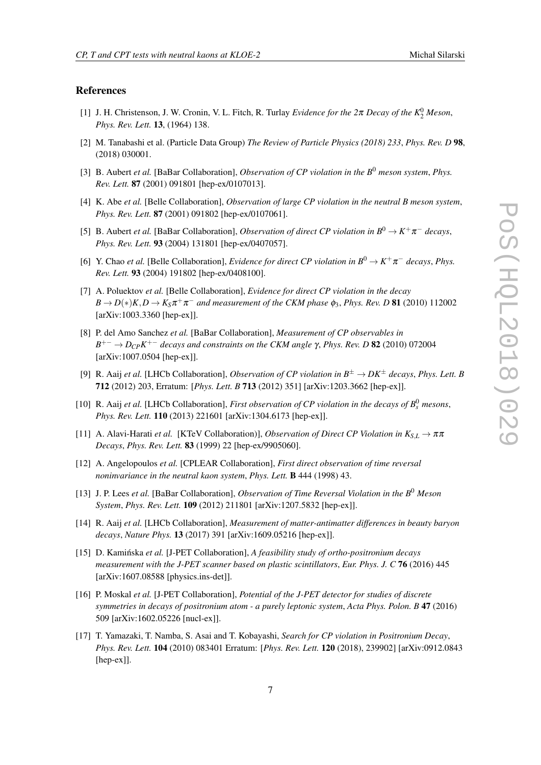## References

[1] J. H. Christenson, J. W. Cronin, V. L. Fitch, R. Turlay *Evidence for the 2π Decay of the $K_2^0$ Meson*, *Phys. Rev. Lett.* **13**, (1964) 138.

[2] M. Tanabashi et al. (Particle Data Group) *The Review of Particle Physics (2018) 233*, *Phys. Rev. D* **98**, (2018) 030001.

[3] B. Aubert *et al.* [BaBar Collaboration], *Observation of CP violation in the $B^0$ meson system*, *Phys. Rev. Lett.* **87** (2001) 091801 [hep-ex/0107013].

[4] K. Abe *et al.* [Belle Collaboration], *Observation of large CP violation in the neutral B meson system*, *Phys. Rev. Lett.* **87** (2001) 091802 [hep-ex/0107061].

[5] B. Aubert *et al.* [BaBar Collaboration], *Observation of direct CP violation in $B^0 \to K^+\pi^-$ decays*, *Phys. Rev. Lett.* **93** (2004) 131801 [hep-ex/0407057].

[6] Y. Chao *et al.* [Belle Collaboration], *Evidence for direct CP violation in $B^0 \to K^+\pi^-$ decays*, *Phys. Rev. Lett.* **93** (2004) 191802 [hep-ex/0408100].

[7] A. Poluektov *et al.* [Belle Collaboration], *Evidence for direct CP violation in the decay $B \to D(*)K, D \to K_S\pi^+\pi^-$ and measurement of the CKM phase $\phi_3$*, *Phys. Rev. D* **81** (2010) 112002 [arXiv:1003.3360 [hep-ex]].

[8] P. del Amo Sanchez *et al.* [BaBar Collaboration], *Measurement of CP observables in $B^{+-} \to D_{CP}K^{+-}$ decays and constraints on the CKM angle γ*, *Phys. Rev. D* **82** (2010) 072004 [arXiv:1007.0504 [hep-ex]].

[9] R. Aaij *et al.* [LHCb Collaboration], *Observation of CP violation in $B^\pm \to DK^\pm$ decays*, *Phys. Lett. B* **712** (2012) 203, Erratum: [*Phys. Lett. B* **713** (2012) 351] [arXiv:1203.3662 [hep-ex]].

[10] R. Aaij *et al.* [LHCb Collaboration], *First observation of CP violation in the decays of $B_s^0$ mesons*, *Phys. Rev. Lett.* **110** (2013) 221601 [arXiv:1304.6173 [hep-ex]].

[11] A. Alavi-Harati *et al.* [KTeV Collaboration)], *Observation of Direct CP Violation in $K_{S,L} \to \pi\pi$ Decays*, *Phys. Rev. Lett.* **83** (1999) 22 [hep-ex/9905060].

[12] A. Angelopoulos *et al.* [CPLEAR Collaboration], *First direct observation of time reversal noninvariance in the neutral kaon system*, *Phys. Lett.* **B** 444 (1998) 43.

[13] J. P. Lees *et al.* [BaBar Collaboration], *Observation of Time Reversal Violation in the $B^0$ Meson System*, *Phys. Rev. Lett.* **109** (2012) 211801 [arXiv:1207.5832 [hep-ex]].

[14] R. Aaij *et al.* [LHCb Collaboration], *Measurement of matter-antimatter differences in beauty baryon decays*, *Nature Phys.* **13** (2017) 391 [arXiv:1609.05216 [hep-ex]].

[15] D. Kamińska *et al.* [J-PET Collaboration], *A feasibility study of ortho-positronium decays measurement with the J-PET scanner based on plastic scintillators*, *Eur. Phys. J. C* **76** (2016) 445 [arXiv:1607.08588 [physics.ins-det]].

[16] P. Moskal *et al.* [J-PET Collaboration], *Potential of the J-PET detector for studies of discrete symmetries in decays of positronium atom - a purely leptonic system*, *Acta Phys. Polon. B* **47** (2016) 509 [arXiv:1602.05226 [nucl-ex]].

[17] T. Yamazaki, T. Namba, S. Asai and T. Kobayashi, *Search for CP violation in Positronium Decay*, *Phys. Rev. Lett.* **104** (2010) 083401 Erratum: [*Phys. Rev. Lett.* **120** (2018), 239902] [arXiv:0912.0843 [hep-ex]].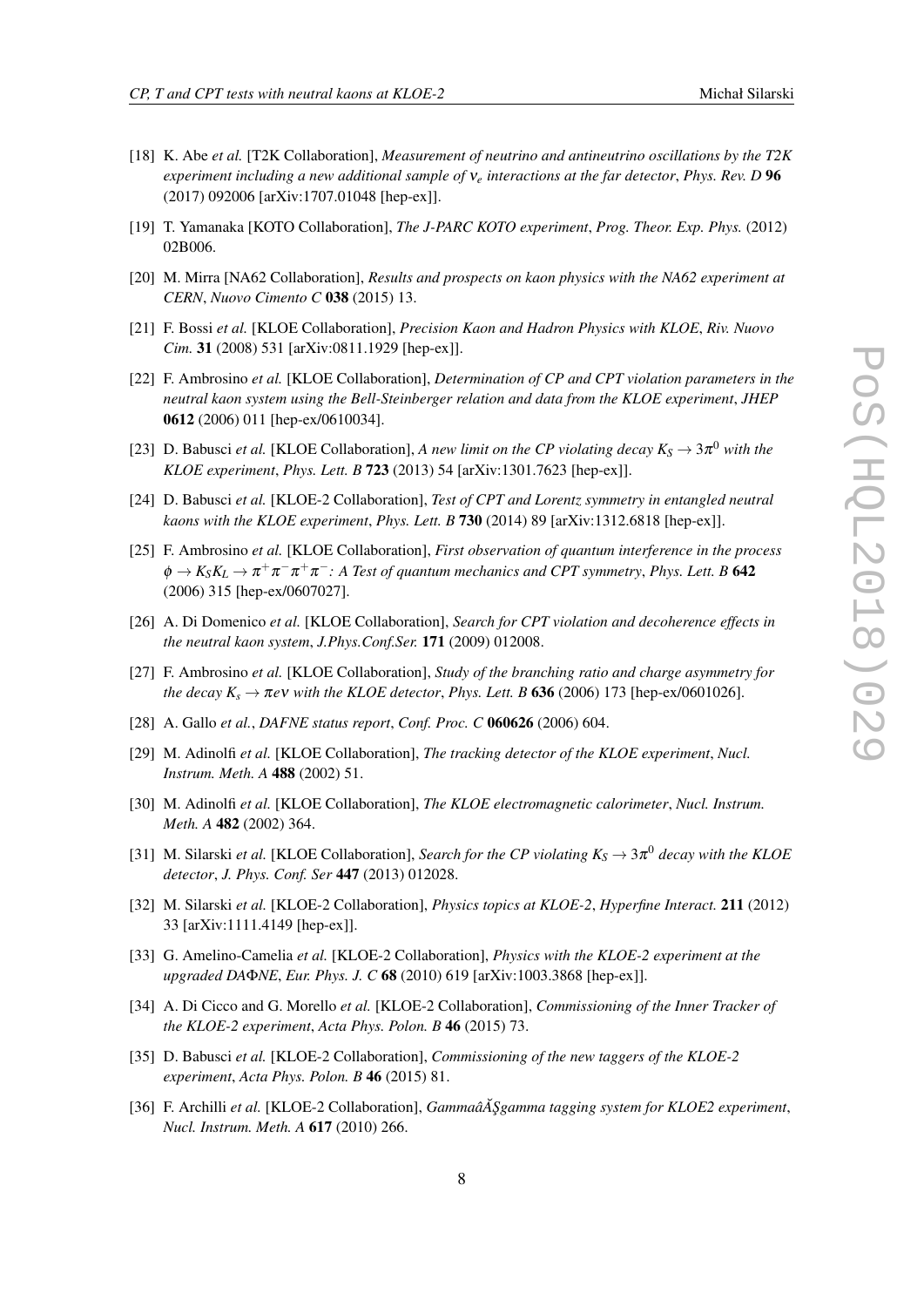[18] K. Abe *et al.* [T2K Collaboration], *Measurement of neutrino and antineutrino oscillations by the T2K experiment including a new additional sample of $\nu_e$ interactions at the far detector*, *Phys. Rev. D* **96** (2017) 092006 [arXiv:1707.01048 [hep-ex]].

[19] T. Yamanaka [KOTO Collaboration], *The J-PARC KOTO experiment*, *Prog. Theor. Exp. Phys.* (2012) 02B006.

[20] M. Mirra [NA62 Collaboration], *Results and prospects on kaon physics with the NA62 experiment at CERN*, *Nuovo Cimento C* **038** (2015) 13.

[21] F. Bossi *et al.* [KLOE Collaboration], *Precision Kaon and Hadron Physics with KLOE*, *Riv. Nuovo Cim.* **31** (2008) 531 [arXiv:0811.1929 [hep-ex]].

[22] F. Ambrosino *et al.* [KLOE Collaboration], *Determination of CP and CPT violation parameters in the neutral kaon system using the Bell-Steinberger relation and data from the KLOE experiment*, *JHEP* **0612** (2006) 011 [hep-ex/0610034].

[23] D. Babusci *et al.* [KLOE Collaboration], *A new limit on the CP violating decay $K_S \to 3\pi^0$ with the KLOE experiment*, *Phys. Lett. B* **723** (2013) 54 [arXiv:1301.7623 [hep-ex]].

[24] D. Babusci *et al.* [KLOE-2 Collaboration], *Test of CPT and Lorentz symmetry in entangled neutral kaons with the KLOE experiment*, *Phys. Lett. B* **730** (2014) 89 [arXiv:1312.6818 [hep-ex]].

[25] F. Ambrosino *et al.* [KLOE Collaboration], *First observation of quantum interference in the process $\phi \to K_S K_L \to \pi^+\pi^-\pi^+\pi^-$: A Test of quantum mechanics and CPT symmetry*, *Phys. Lett. B* **642** (2006) 315 [hep-ex/0607027].

[26] A. Di Domenico *et al.* [KLOE Collaboration], *Search for CPT violation and decoherence effects in the neutral kaon system*, *J.Phys.Conf.Ser.* **171** (2009) 012008.

[27] F. Ambrosino *et al.* [KLOE Collaboration], *Study of the branching ratio and charge asymmetry for the decay $K_s \to \pi e \nu$ with the KLOE detector*, *Phys. Lett. B* **636** (2006) 173 [hep-ex/0601026].

[28] A. Gallo *et al.*, *DAFNE status report*, *Conf. Proc. C* **060626** (2006) 604.

[29] M. Adinolfi *et al.* [KLOE Collaboration], *The tracking detector of the KLOE experiment*, *Nucl. Instrum. Meth. A* **488** (2002) 51.

[30] M. Adinolfi *et al.* [KLOE Collaboration], *The KLOE electromagnetic calorimeter*, *Nucl. Instrum. Meth. A* **482** (2002) 364.

[31] M. Silarski *et al.* [KLOE Collaboration], *Search for the CP violating $K_S \to 3\pi^0$ decay with the KLOE detector*, *J. Phys. Conf. Ser* **447** (2013) 012028.

[32] M. Silarski *et al.* [KLOE-2 Collaboration], *Physics topics at KLOE-2*, *Hyperfine Interact.* **211** (2012) 33 [arXiv:1111.4149 [hep-ex]].

[33] G. Amelino-Camelia *et al.* [KLOE-2 Collaboration], *Physics with the KLOE-2 experiment at the upgraded DAΦNE*, *Eur. Phys. J. C* **68** (2010) 619 [arXiv:1003.3868 [hep-ex]].

[34] A. Di Cicco and G. Morello *et al.* [KLOE-2 Collaboration], *Commissioning of the Inner Tracker of the KLOE-2 experiment*, *Acta Phys. Polon. B* **46** (2015) 73.

[35] D. Babusci *et al.* [KLOE-2 Collaboration], *Commissioning of the new taggers of the KLOE-2 experiment*, *Acta Phys. Polon. B* **46** (2015) 81.

[36] F. Archilli *et al.* [KLOE-2 Collaboration], *GammaâĂŞgamma tagging system for KLOE2 experiment*, *Nucl. Instrum. Meth. A* **617** (2010) 266.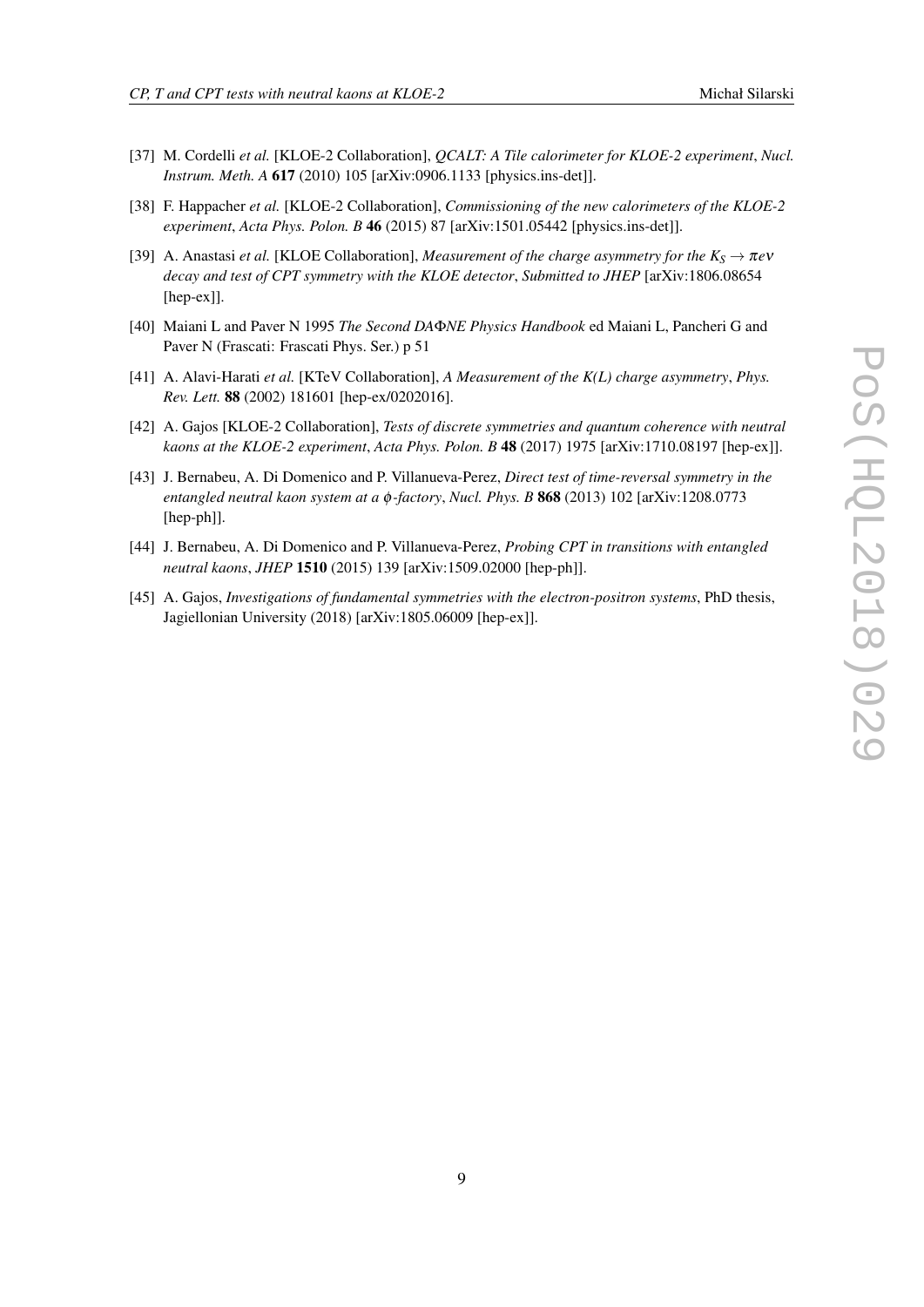[37] M. Cordelli *et al.* [KLOE-2 Collaboration], *QCALT: A Tile calorimeter for KLOE-2 experiment*, *Nucl. Instrum. Meth. A* **617** (2010) 105 [arXiv:0906.1133 [physics.ins-det]].

[38] F. Happacher *et al.* [KLOE-2 Collaboration], *Commissioning of the new calorimeters of the KLOE-2 experiment*, *Acta Phys. Polon. B* **46** (2015) 87 [arXiv:1501.05442 [physics.ins-det]].

[39] A. Anastasi *et al.* [KLOE Collaboration], *Measurement of the charge asymmetry for the $K_S \to \pi e \nu$ decay and test of CPT symmetry with the KLOE detector*, *Submitted to JHEP* [arXiv:1806.08654 [hep-ex]].

[40] Maiani L and Paver N 1995 *The Second DAΦNE Physics Handbook* ed Maiani L, Pancheri G and Paver N (Frascati: Frascati Phys. Ser.) p 51

[41] A. Alavi-Harati *et al.* [KTeV Collaboration], *A Measurement of the K(L) charge asymmetry*, *Phys. Rev. Lett.* **88** (2002) 181601 [hep-ex/0202016].

[42] A. Gajos [KLOE-2 Collaboration], *Tests of discrete symmetries and quantum coherence with neutral kaons at the KLOE-2 experiment*, *Acta Phys. Polon. B* **48** (2017) 1975 [arXiv:1710.08197 [hep-ex]].

[43] J. Bernabeu, A. Di Domenico and P. Villanueva-Perez, *Direct test of time-reversal symmetry in the entangled neutral kaon system at a $\phi$-factory*, *Nucl. Phys. B* **868** (2013) 102 [arXiv:1208.0773 [hep-ph]].

[44] J. Bernabeu, A. Di Domenico and P. Villanueva-Perez, *Probing CPT in transitions with entangled neutral kaons*, *JHEP* **1510** (2015) 139 [arXiv:1509.02000 [hep-ph]].

[45] A. Gajos, *Investigations of fundamental symmetries with the electron-positron systems*, PhD thesis, Jagiellonian University (2018) [arXiv:1805.06009 [hep-ex]].